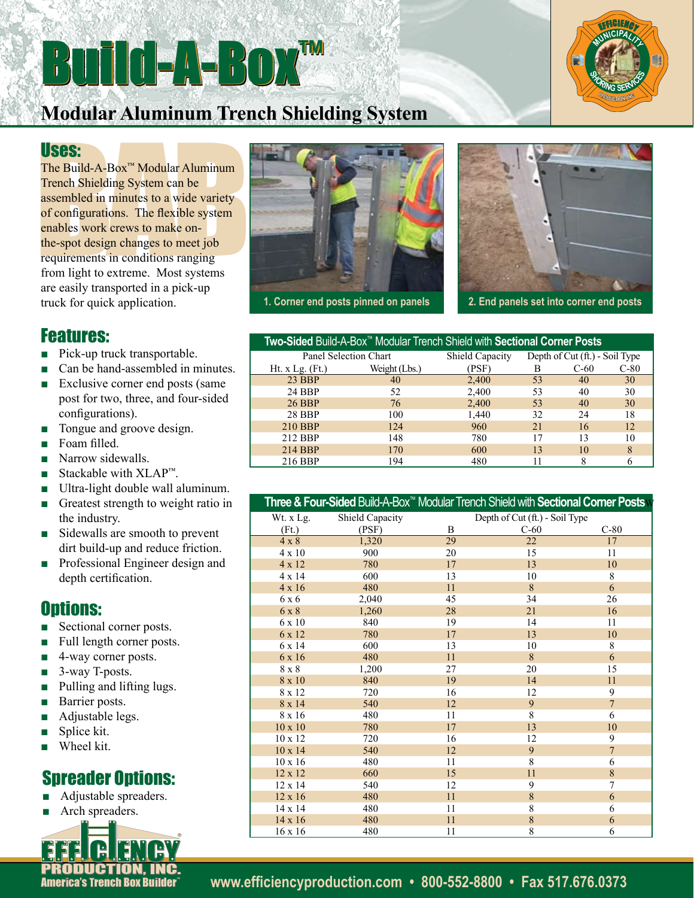# Build-A-Box™

## Modular Aluminum Trench Shielding System

## Uses:

The Build-A-Box™ Modular Aluminum Trench Shielding System can be assembled in minutes to a wide variety of configurations. The flexible system enables work crews to make on-the-spot design changes to meet job requirements in conditions ranging from light to extreme. Most systems are easily transported in a pick-up truck for quick application.

1. Corner end posts pinned on panels

2. End panels set into corner end posts

## Features:

- Pick-up truck transportable.
- Can be hand-assembled in minutes.
- Exclusive corner end posts (same post for two, three, and four-sided configurations).
- Tongue and groove design.
- Foam filled.
- Narrow sidewalls.
- Stackable with XLAP™.
- Ultra-light double wall aluminum.
- Greatest strength to weight ratio in the industry.
- Sidewalls are smooth to prevent dirt build-up and reduce friction.
- Professional Engineer design and depth certification.

## Options:

- Sectional corner posts.
- Full length corner posts.
- 4-way corner posts.
- 3-way T-posts.
- Pulling and lifting lugs.
- Barrier posts.
- Adjustable legs.
- Splice kit.
- Wheel kit.

## Spreader Options:

- Adjustable spreaders.
- Arch spreaders.

**Two-Sided** Build-A-Box™ Modular Trench Shield with **Sectional Corner Posts**

| Panel Selection Chart | | Shield Capacity | Depth of Cut (ft.) - Soil Type | | |
|---|---|---|---|---|---|
| Ht. x Lg. (Ft.) | Weight (Lbs.) | (PSF) | B | C-60 | C-80 |
| 23 BBP | 40 | 2,400 | 53 | 40 | 30 |
| 24 BBP | 52 | 2,400 | 53 | 40 | 30 |
| 26 BBP | 76 | 2,400 | 53 | 40 | 30 |
| 28 BBP | 100 | 1,440 | 32 | 24 | 18 |
| 210 BBP | 124 | 960 | 21 | 16 | 12 |
| 212 BBP | 148 | 780 | 17 | 13 | 10 |
| 214 BBP | 170 | 600 | 13 | 10 | 8 |
| 216 BBP | 194 | 480 | 11 | 8 | 6 |

**Three & Four-Sided** Build-A-Box™ Modular Trench Shield with **Sectional Corner Posts**

| Wt. x Lg. (Ft.) | Shield Capacity (PSF) | Depth of Cut (ft.) - Soil Type | | |
|---|---|---|---|---|
| | | B | C-60 | C-80 |
| 4 x 8 | 1,320 | 29 | 22 | 17 |
| 4 x 10 | 900 | 20 | 15 | 11 |
| 4 x 12 | 780 | 17 | 13 | 10 |
| 4 x 14 | 600 | 13 | 10 | 8 |
| 4 x 16 | 480 | 11 | 8 | 6 |
| 6 x 6 | 2,040 | 45 | 34 | 26 |
| 6 x 8 | 1,260 | 28 | 21 | 16 |
| 6 x 10 | 840 | 19 | 14 | 11 |
| 6 x 12 | 780 | 17 | 13 | 10 |
| 6 x 14 | 600 | 13 | 10 | 8 |
| 6 x 16 | 480 | 11 | 8 | 6 |
| 8 x 8 | 1,200 | 27 | 20 | 15 |
| 8 x 10 | 840 | 19 | 14 | 11 |
| 8 x 12 | 720 | 16 | 12 | 9 |
| 8 x 14 | 540 | 12 | 9 | 7 |
| 8 x 16 | 480 | 11 | 8 | 6 |
| 10 x 10 | 780 | 17 | 13 | 10 |
| 10 x 12 | 720 | 16 | 12 | 9 |
| 10 x 14 | 540 | 12 | 9 | 7 |
| 10 x 16 | 480 | 11 | 8 | 6 |
| 12 x 12 | 660 | 15 | 11 | 8 |
| 12 x 14 | 540 | 12 | 9 | 7 |
| 12 x 16 | 480 | 11 | 8 | 6 |
| 14 x 14 | 480 | 11 | 8 | 6 |
| 14 x 16 | 480 | 11 | 8 | 6 |
| 16 x 16 | 480 | 11 | 8 | 6 |

EFFICIENCY PRODUCTION, INC.
America's Trench Box Builder™

www.efficiencyproduction.com • 800-552-8800 • Fax 517.676.0373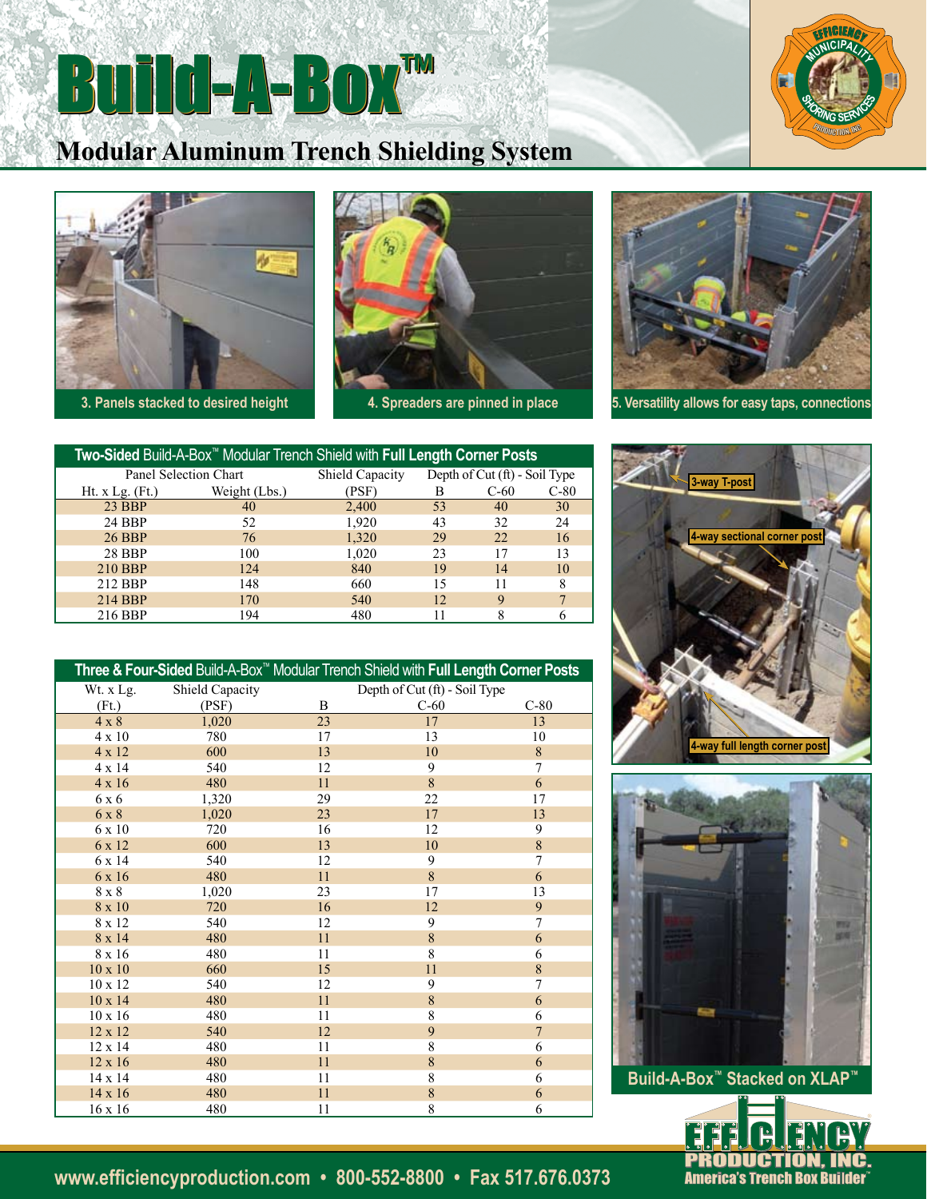# Build-A-Box™

## Modular Aluminum Trench Shielding System

3. Panels stacked to desired height

4. Spreaders are pinned in place

5. Versatility allows for easy taps, connections

| **Two-Sided** Build-A-Box™ Modular Trench Shield with **Full Length Corner Posts** | | | | | |
|---|---|---|---|---|---|
| Panel Selection Chart | | Shield Capacity | Depth of Cut (ft) - Soil Type | | |
| Ht. x Lg. (Ft.) | Weight (Lbs.) | (PSF) | B | C-60 | C-80 |
| 23 BBP | 40 | 2,400 | 53 | 40 | 30 |
| 24 BBP | 52 | 1,920 | 43 | 32 | 24 |
| 26 BBP | 76 | 1,320 | 29 | 22 | 16 |
| 28 BBP | 100 | 1,020 | 23 | 17 | 13 |
| 210 BBP | 124 | 840 | 19 | 14 | 10 |
| 212 BBP | 148 | 660 | 15 | 11 | 8 |
| 214 BBP | 170 | 540 | 12 | 9 | 7 |
| 216 BBP | 194 | 480 | 11 | 8 | 6 |

| **Three & Four-Sided** Build-A-Box™ Modular Trench Shield with **Full Length Corner Posts** | | | | |
|---|---|---|---|---|
| Wt. x Lg. | Shield Capacity | Depth of Cut (ft) - Soil Type | | |
| (Ft.) | (PSF) | B | C-60 | C-80 |
| 4 x 8 | 1,020 | 23 | 17 | 13 |
| 4 x 10 | 780 | 17 | 13 | 10 |
| 4 x 12 | 600 | 13 | 10 | 8 |
| 4 x 14 | 540 | 12 | 9 | 7 |
| 4 x 16 | 480 | 11 | 8 | 6 |
| 6 x 6 | 1,320 | 29 | 22 | 17 |
| 6 x 8 | 1,020 | 23 | 17 | 13 |
| 6 x 10 | 720 | 16 | 12 | 9 |
| 6 x 12 | 600 | 13 | 10 | 8 |
| 6 x 14 | 540 | 12 | 9 | 7 |
| 6 x 16 | 480 | 11 | 8 | 6 |
| 8 x 8 | 1,020 | 23 | 17 | 13 |
| 8 x 10 | 720 | 16 | 12 | 9 |
| 8 x 12 | 540 | 12 | 9 | 7 |
| 8 x 14 | 480 | 11 | 8 | 6 |
| 8 x 16 | 480 | 11 | 8 | 6 |
| 10 x 10 | 660 | 15 | 11 | 8 |
| 10 x 12 | 540 | 12 | 9 | 7 |
| 10 x 14 | 480 | 11 | 8 | 6 |
| 10 x 16 | 480 | 11 | 8 | 6 |
| 12 x 12 | 540 | 12 | 9 | 7 |
| 12 x 14 | 480 | 11 | 8 | 6 |
| 12 x 16 | 480 | 11 | 8 | 6 |
| 14 x 14 | 480 | 11 | 8 | 6 |
| 14 x 16 | 480 | 11 | 8 | 6 |
| 16 x 16 | 480 | 11 | 8 | 6 |

3-way T-post

4-way sectional corner post

4-way full length corner post

Build-A-Box™ Stacked on XLAP™

EFFICIENCY PRODUCTION, INC.
America's Trench Box Builder®

www.efficiencyproduction.com • 800-552-8800 • Fax 517.676.0373